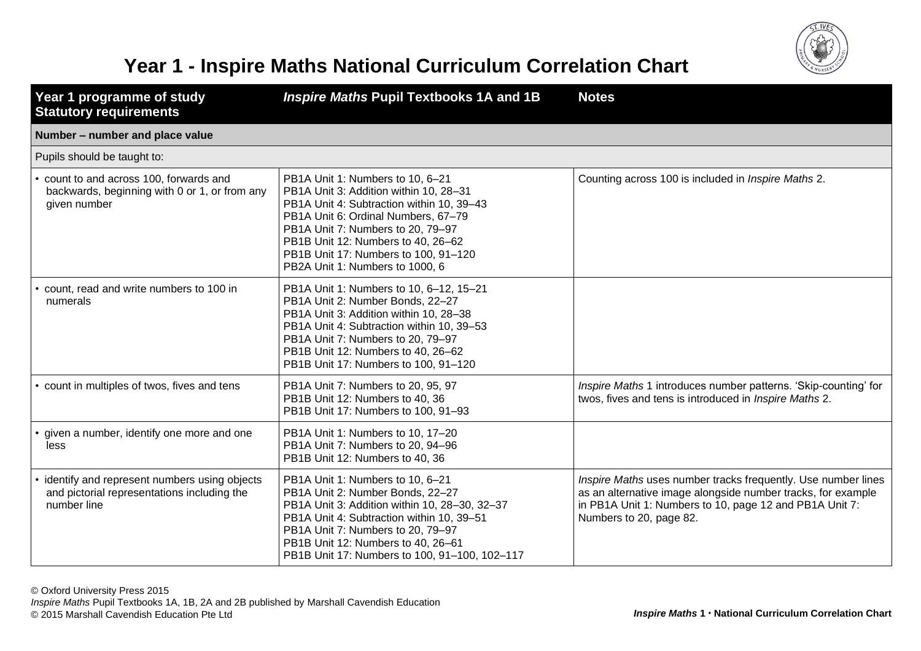# Year 1 - Inspire Maths National Curriculum Correlation Chart

| Year 1 programme of study Statutory requirements | *Inspire Maths* Pupil Textbooks 1A and 1B | Notes |
|---|---|---|
| **Number – number and place value** | | |
| Pupils should be taught to: | | |
| • count to and across 100, forwards and backwards, beginning with 0 or 1, or from any given number | PB1A Unit 1: Numbers to 10, 6–21<br>PB1A Unit 3: Addition within 10, 28–31<br>PB1A Unit 4: Subtraction within 10, 39–43<br>PB1A Unit 6: Ordinal Numbers, 67–79<br>PB1A Unit 7: Numbers to 20, 79–97<br>PB1B Unit 12: Numbers to 40, 26–62<br>PB1B Unit 17: Numbers to 100, 91–120<br>PB2A Unit 1: Numbers to 1000, 6 | Counting across 100 is included in *Inspire Maths* 2. |
| • count, read and write numbers to 100 in numerals | PB1A Unit 1: Numbers to 10, 6–12, 15–21<br>PB1A Unit 2: Number Bonds, 22–27<br>PB1A Unit 3: Addition within 10, 28–38<br>PB1A Unit 4: Subtraction within 10, 39–53<br>PB1A Unit 7: Numbers to 20, 79–97<br>PB1B Unit 12: Numbers to 40, 26–62<br>PB1B Unit 17: Numbers to 100, 91–120 | |
| • count in multiples of twos, fives and tens | PB1A Unit 7: Numbers to 20, 95, 97<br>PB1B Unit 12: Numbers to 40, 36<br>PB1B Unit 17: Numbers to 100, 91–93 | *Inspire Maths* 1 introduces number patterns. 'Skip-counting' for twos, fives and tens is introduced in *Inspire Maths* 2. |
| • given a number, identify one more and one less | PB1A Unit 1: Numbers to 10, 17–20<br>PB1A Unit 7: Numbers to 20, 94–96<br>PB1B Unit 12: Numbers to 40, 36 | |
| • identify and represent numbers using objects and pictorial representations including the number line | PB1A Unit 1: Numbers to 10, 6–21<br>PB1A Unit 2: Number Bonds, 22–27<br>PB1A Unit 3: Addition within 10, 28–30, 32–37<br>PB1A Unit 4: Subtraction within 10, 39–51<br>PB1A Unit 7: Numbers to 20, 79–97<br>PB1B Unit 12: Numbers to 40, 26–61<br>PB1B Unit 17: Numbers to 100, 91–100, 102–117 | *Inspire Maths* uses number tracks frequently. Use number lines as an alternative image alongside number tracks, for example in PB1A Unit 1: Numbers to 10, page 12 and PB1A Unit 7: Numbers to 20, page 82. |

© Oxford University Press 2015
*Inspire Maths* Pupil Textbooks 1A, 1B, 2A and 2B published by Marshall Cavendish Education
© 2015 Marshall Cavendish Education Pte Ltd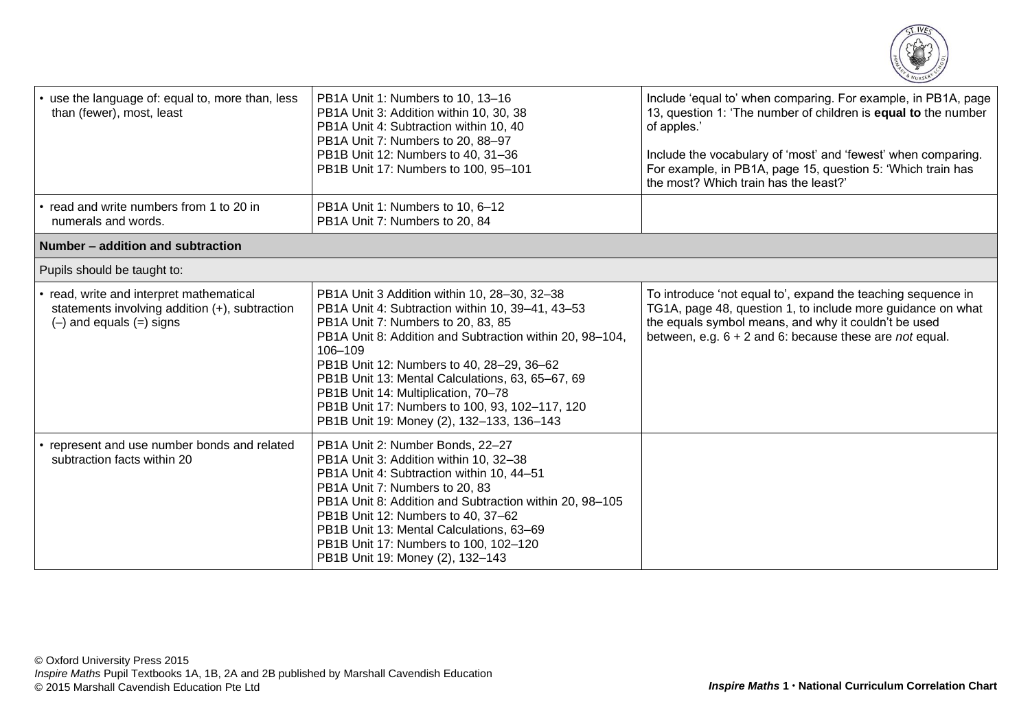| | | |
|---|---|---|
| • use the language of: equal to, more than, less than (fewer), most, least | PB1A Unit 1: Numbers to 10, 13–16<br>PB1A Unit 3: Addition within 10, 30, 38<br>PB1A Unit 4: Subtraction within 10, 40<br>PB1A Unit 7: Numbers to 20, 88–97<br>PB1B Unit 12: Numbers to 40, 31–36<br>PB1B Unit 17: Numbers to 100, 95–101 | Include 'equal to' when comparing. For example, in PB1A, page 13, question 1: 'The number of children is **equal to** the number of apples.'<br><br>Include the vocabulary of 'most' and 'fewest' when comparing. For example, in PB1A, page 15, question 5: 'Which train has the most? Which train has the least?' |
| • read and write numbers from 1 to 20 in numerals and words. | PB1A Unit 1: Numbers to 10, 6–12<br>PB1A Unit 7: Numbers to 20, 84 | |
| **Number – addition and subtraction** | | |
| Pupils should be taught to: | | |
| • read, write and interpret mathematical statements involving addition (+), subtraction (–) and equals (=) signs | PB1A Unit 3 Addition within 10, 28–30, 32–38<br>PB1A Unit 4: Subtraction within 10, 39–41, 43–53<br>PB1A Unit 7: Numbers to 20, 83, 85<br>PB1A Unit 8: Addition and Subtraction within 20, 98–104, 106–109<br>PB1B Unit 12: Numbers to 40, 28–29, 36–62<br>PB1B Unit 13: Mental Calculations, 63, 65–67, 69<br>PB1B Unit 14: Multiplication, 70–78<br>PB1B Unit 17: Numbers to 100, 93, 102–117, 120<br>PB1B Unit 19: Money (2), 132–133, 136–143 | To introduce 'not equal to', expand the teaching sequence in TG1A, page 48, question 1, to include more guidance on what the equals symbol means, and why it couldn't be used between, e.g. 6 + 2 and 6: because these are *not* equal. |
| • represent and use number bonds and related subtraction facts within 20 | PB1A Unit 2: Number Bonds, 22–27<br>PB1A Unit 3: Addition within 10, 32–38<br>PB1A Unit 4: Subtraction within 10, 44–51<br>PB1A Unit 7: Numbers to 20, 83<br>PB1A Unit 8: Addition and Subtraction within 20, 98–105<br>PB1B Unit 12: Numbers to 40, 37–62<br>PB1B Unit 13: Mental Calculations, 63–69<br>PB1B Unit 17: Numbers to 100, 102–120<br>PB1B Unit 19: Money (2), 132–143 | |

© Oxford University Press 2015
*Inspire Maths* Pupil Textbooks 1A, 1B, 2A and 2B published by Marshall Cavendish Education
© 2015 Marshall Cavendish Education Pte Ltd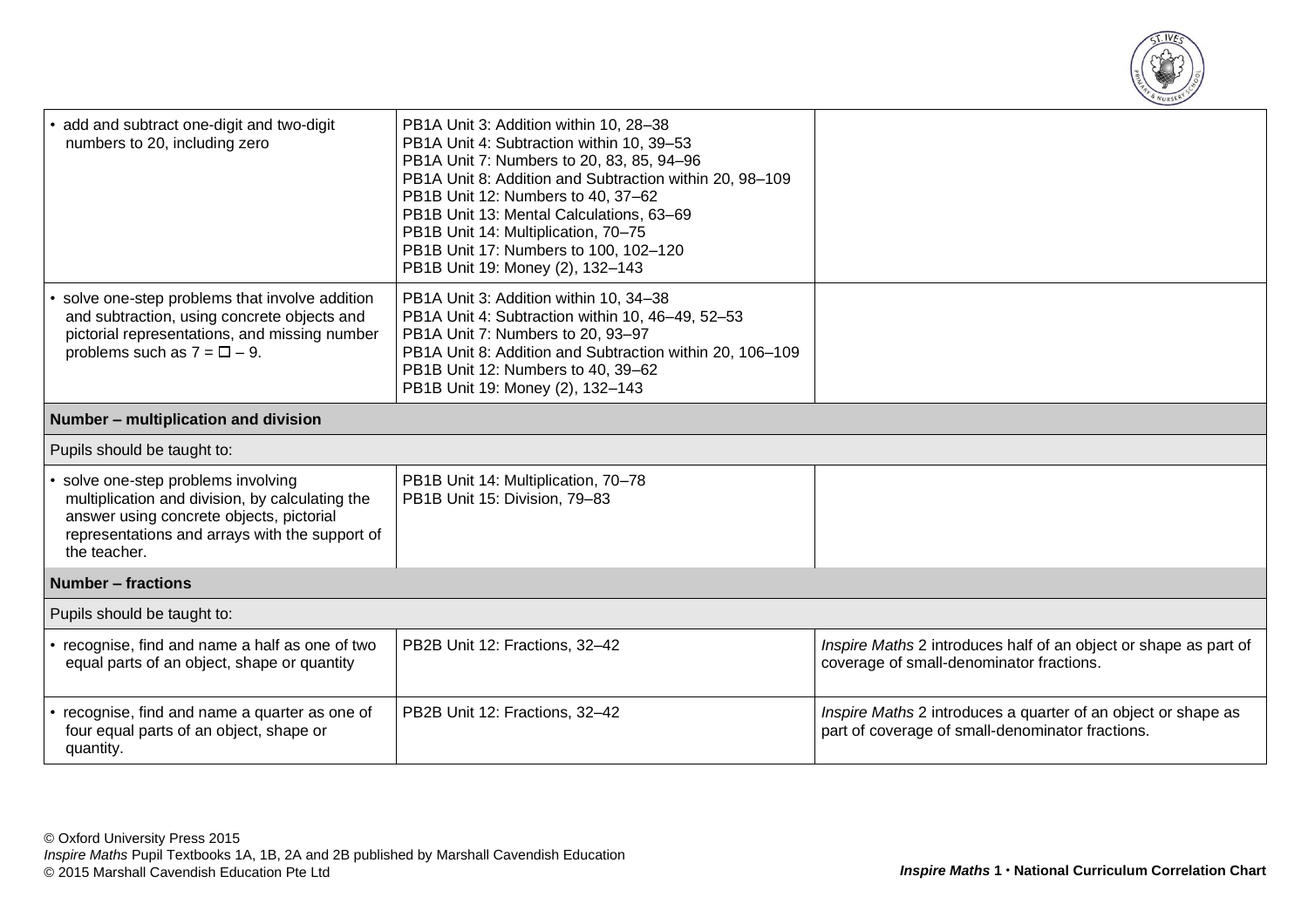| | | |
|---|---|---|
| • add and subtract one-digit and two-digit numbers to 20, including zero | PB1A Unit 3: Addition within 10, 28–38<br>PB1A Unit 4: Subtraction within 10, 39–53<br>PB1A Unit 7: Numbers to 20, 83, 85, 94–96<br>PB1A Unit 8: Addition and Subtraction within 20, 98–109<br>PB1B Unit 12: Numbers to 40, 37–62<br>PB1B Unit 13: Mental Calculations, 63–69<br>PB1B Unit 14: Multiplication, 70–75<br>PB1B Unit 17: Numbers to 100, 102–120<br>PB1B Unit 19: Money (2), 132–143 | |
| • solve one-step problems that involve addition and subtraction, using concrete objects and pictorial representations, and missing number problems such as $7 = \square - 9$. | PB1A Unit 3: Addition within 10, 34–38<br>PB1A Unit 4: Subtraction within 10, 46–49, 52–53<br>PB1A Unit 7: Numbers to 20, 93–97<br>PB1A Unit 8: Addition and Subtraction within 20, 106–109<br>PB1B Unit 12: Numbers to 40, 39–62<br>PB1B Unit 19: Money (2), 132–143 | |
| **Number – multiplication and division** | | |
| Pupils should be taught to: | | |
| • solve one-step problems involving multiplication and division, by calculating the answer using concrete objects, pictorial representations and arrays with the support of the teacher. | PB1B Unit 14: Multiplication, 70–78<br>PB1B Unit 15: Division, 79–83 | |
| **Number – fractions** | | |
| Pupils should be taught to: | | |
| • recognise, find and name a half as one of two equal parts of an object, shape or quantity | PB2B Unit 12: Fractions, 32–42 | *Inspire Maths* 2 introduces half of an object or shape as part of coverage of small-denominator fractions. |
| • recognise, find and name a quarter as one of four equal parts of an object, shape or quantity. | PB2B Unit 12: Fractions, 32–42 | *Inspire Maths* 2 introduces a quarter of an object or shape as part of coverage of small-denominator fractions. |

© Oxford University Press 2015
*Inspire Maths* Pupil Textbooks 1A, 1B, 2A and 2B published by Marshall Cavendish Education
© 2015 Marshall Cavendish Education Pte Ltd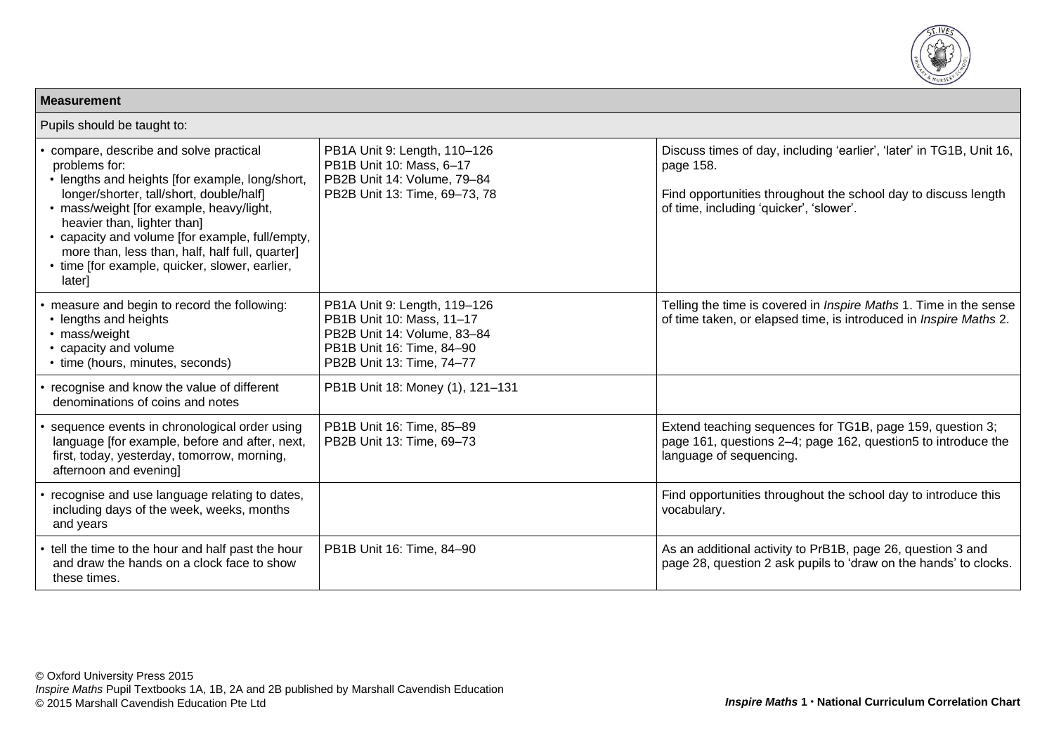| Measurement | | |
|---|---|---|
| Pupils should be taught to: | | |
| • compare, describe and solve practical problems for:<br>• lengths and heights [for example, long/short, longer/shorter, tall/short, double/half]<br>• mass/weight [for example, heavy/light, heavier than, lighter than]<br>• capacity and volume [for example, full/empty, more than, less than, half, half full, quarter]<br>• time [for example, quicker, slower, earlier, later] | PB1A Unit 9: Length, 110–126<br>PB1B Unit 10: Mass, 6–17<br>PB2B Unit 14: Volume, 79–84<br>PB2B Unit 13: Time, 69–73, 78 | Discuss times of day, including 'earlier', 'later' in TG1B, Unit 16, page 158.<br><br>Find opportunities throughout the school day to discuss length of time, including 'quicker', 'slower'. |
| • measure and begin to record the following:<br>• lengths and heights<br>• mass/weight<br>• capacity and volume<br>• time (hours, minutes, seconds) | PB1A Unit 9: Length, 119–126<br>PB1B Unit 10: Mass, 11–17<br>PB2B Unit 14: Volume, 83–84<br>PB1B Unit 16: Time, 84–90<br>PB2B Unit 13: Time, 74–77 | Telling the time is covered in *Inspire Maths* 1. Time in the sense of time taken, or elapsed time, is introduced in *Inspire Maths* 2. |
| • recognise and know the value of different denominations of coins and notes | PB1B Unit 18: Money (1), 121–131 | |
| • sequence events in chronological order using language [for example, before and after, next, first, today, yesterday, tomorrow, morning, afternoon and evening] | PB1B Unit 16: Time, 85–89<br>PB2B Unit 13: Time, 69–73 | Extend teaching sequences for TG1B, page 159, question 3; page 161, questions 2–4; page 162, question5 to introduce the language of sequencing. |
| • recognise and use language relating to dates, including days of the week, weeks, months and years | | Find opportunities throughout the school day to introduce this vocabulary. |
| • tell the time to the hour and half past the hour and draw the hands on a clock face to show these times. | PB1B Unit 16: Time, 84–90 | As an additional activity to PrB1B, page 26, question 3 and page 28, question 2 ask pupils to 'draw on the hands' to clocks. |

© Oxford University Press 2015
*Inspire Maths* Pupil Textbooks 1A, 1B, 2A and 2B published by Marshall Cavendish Education
© 2015 Marshall Cavendish Education Pte Ltd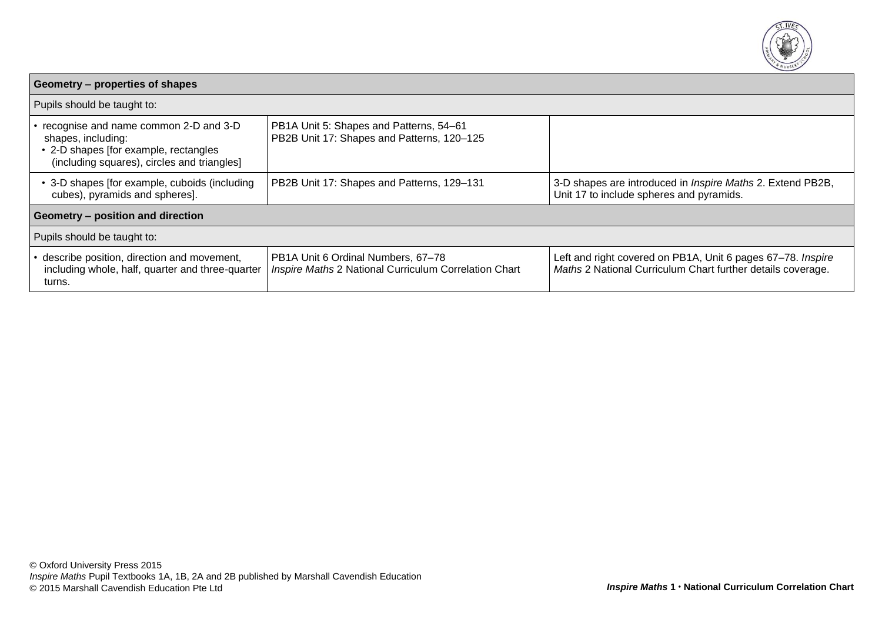| Geometry – properties of shapes | | |
|---|---|---|
| Pupils should be taught to: | | |
| • recognise and name common 2-D and 3-D shapes, including:<br>• 2-D shapes [for example, rectangles (including squares), circles and triangles] | PB1A Unit 5: Shapes and Patterns, 54–61<br>PB2B Unit 17: Shapes and Patterns, 120–125 | |
| • 3-D shapes [for example, cuboids (including cubes), pyramids and spheres]. | PB2B Unit 17: Shapes and Patterns, 129–131 | 3-D shapes are introduced in *Inspire Maths* 2. Extend PB2B, Unit 17 to include spheres and pyramids. |
| **Geometry – position and direction** | | |
| Pupils should be taught to: | | |
| • describe position, direction and movement, including whole, half, quarter and three-quarter turns. | PB1A Unit 6 Ordinal Numbers, 67–78<br>*Inspire Maths* 2 National Curriculum Correlation Chart | Left and right covered on PB1A, Unit 6 pages 67–78. *Inspire Maths* 2 National Curriculum Chart further details coverage. |

© Oxford University Press 2015
*Inspire Maths* Pupil Textbooks 1A, 1B, 2A and 2B published by Marshall Cavendish Education
© 2015 Marshall Cavendish Education Pte Ltd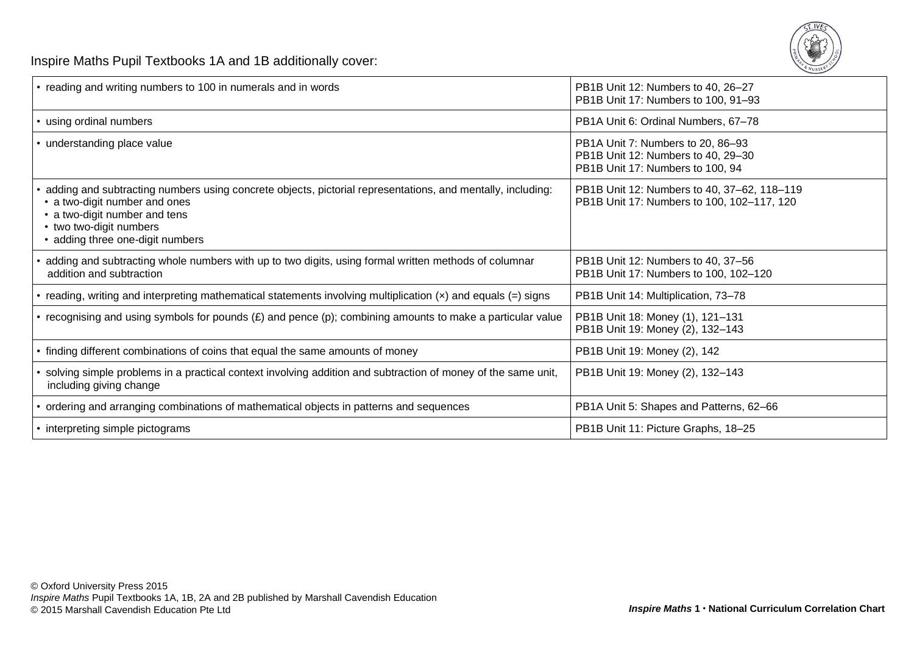Inspire Maths Pupil Textbooks 1A and 1B additionally cover:

| | |
|---|---|
| • reading and writing numbers to 100 in numerals and in words | PB1B Unit 12: Numbers to 40, 26–27<br>PB1B Unit 17: Numbers to 100, 91–93 |
| • using ordinal numbers | PB1A Unit 6: Ordinal Numbers, 67–78 |
| • understanding place value | PB1A Unit 7: Numbers to 20, 86–93<br>PB1B Unit 12: Numbers to 40, 29–30<br>PB1B Unit 17: Numbers to 100, 94 |
| • adding and subtracting numbers using concrete objects, pictorial representations, and mentally, including:<br>• a two-digit number and ones<br>• a two-digit number and tens<br>• two two-digit numbers<br>• adding three one-digit numbers | PB1B Unit 12: Numbers to 40, 37–62, 118–119<br>PB1B Unit 17: Numbers to 100, 102–117, 120 |
| • adding and subtracting whole numbers with up to two digits, using formal written methods of columnar addition and subtraction | PB1B Unit 12: Numbers to 40, 37–56<br>PB1B Unit 17: Numbers to 100, 102–120 |
| • reading, writing and interpreting mathematical statements involving multiplication (×) and equals (=) signs | PB1B Unit 14: Multiplication, 73–78 |
| • recognising and using symbols for pounds (£) and pence (p); combining amounts to make a particular value | PB1B Unit 18: Money (1), 121–131<br>PB1B Unit 19: Money (2), 132–143 |
| • finding different combinations of coins that equal the same amounts of money | PB1B Unit 19: Money (2), 142 |
| • solving simple problems in a practical context involving addition and subtraction of money of the same unit, including giving change | PB1B Unit 19: Money (2), 132–143 |
| • ordering and arranging combinations of mathematical objects in patterns and sequences | PB1A Unit 5: Shapes and Patterns, 62–66 |
| • interpreting simple pictograms | PB1B Unit 11: Picture Graphs, 18–25 |

© Oxford University Press 2015
*Inspire Maths* Pupil Textbooks 1A, 1B, 2A and 2B published by Marshall Cavendish Education
© 2015 Marshall Cavendish Education Pte Ltd